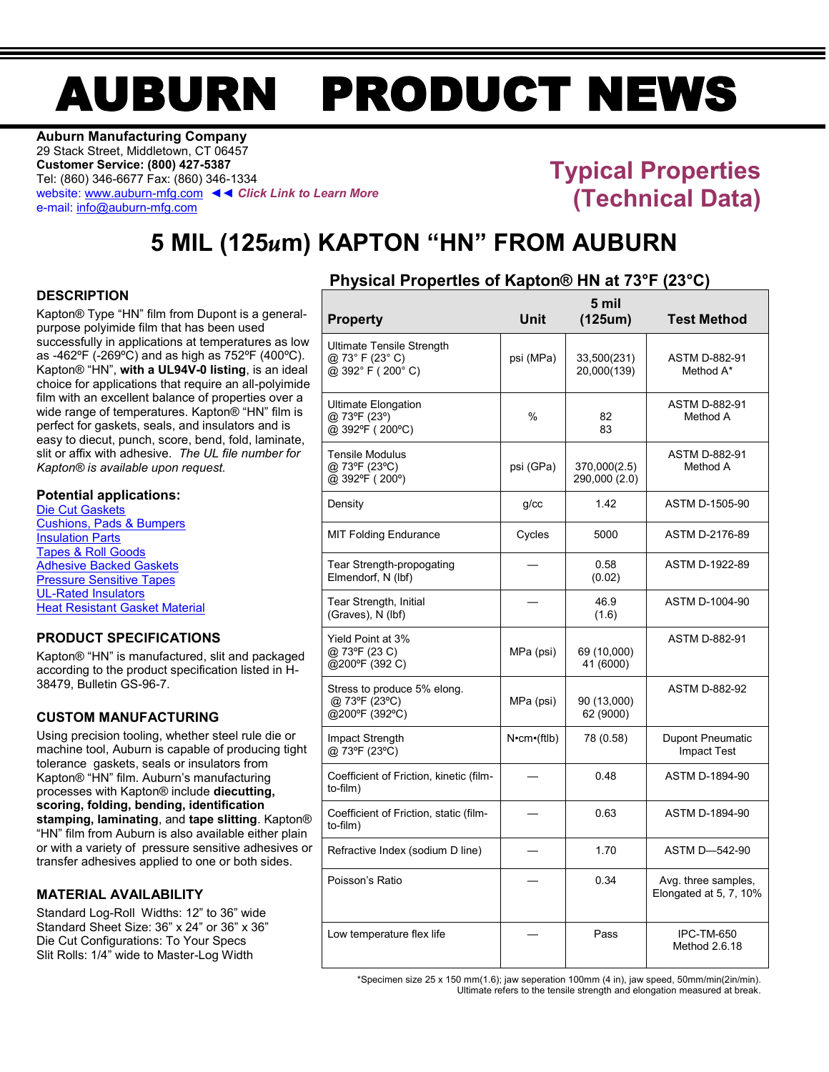# AUBURN PRODUCT NEWS

**Auburn Manufacturing Company**
29 Stack Street, Middletown, CT 06457
**Customer Service: (800) 427-5387**
Tel: (860) 346-6677 Fax: (860) 346-1334
website: www.auburn-mfg.com ◄◄ *Click Link to Learn More*
e-mail: info@auburn-mfg.com

## Typical Properties (Technical Data)

# 5 MIL (125um) KAPTON "HN" FROM AUBURN

### DESCRIPTION

Kapton® Type "HN" film from Dupont is a general-purpose polyimide film that has been used successfully in applications at temperatures as low as -462ºF (-269ºC) and as high as 752ºF (400ºC). Kapton® "HN", **with a UL94V-0 listing**, is an ideal choice for applications that require an all-polyimide film with an excellent balance of properties over a wide range of temperatures. Kapton® "HN" film is perfect for gaskets, seals, and insulators and is easy to diecut, punch, score, bend, fold, laminate, slit or affix with adhesive. *The UL file number for Kapton® is available upon request.*

### Potential applications:

- Die Cut Gaskets
- Cushions, Pads & Bumpers
- Insulation Parts
- Tapes & Roll Goods
- Adhesive Backed Gaskets
- Pressure Sensitive Tapes
- UL-Rated Insulators
- Heat Resistant Gasket Material

### PRODUCT SPECIFICATIONS

Kapton® "HN" is manufactured, slit and packaged according to the product specification listed in H-38479, Bulletin GS-96-7.

### CUSTOM MANUFACTURING

Using precision tooling, whether steel rule die or machine tool, Auburn is capable of producing tight tolerance gaskets, seals or insulators from Kapton® "HN" film. Auburn's manufacturing processes with Kapton® include **diecutting, scoring, folding, bending, identification stamping, laminating**, and **tape slitting**. Kapton® "HN" film from Auburn is also available either plain or with a variety of pressure sensitive adhesives or transfer adhesives applied to one or both sides.

### MATERIAL AVAILABILITY

Standard Log-Roll Widths: 12" to 36" wide
Standard Sheet Size: 36" x 24" or 36" x 36"
Die Cut Configurations: To Your Specs
Slit Rolls: 1/4" wide to Master-Log Width

### Physical Propertles of Kapton® HN at 73°F (23°C)

| Property | Unit | 5 mil (125um) | Test Method |
|---|---|---|---|
| Ultimate Tensile Strength<br>@ 73° F (23° C)<br>@ 392° F ( 200° C) | psi (MPa) | 33,500(231)<br>20,000(139) | ASTM D-882-91<br>Method A* |
| Ultimate Elongation<br>@ 73ºF (23º)<br>@ 392ºF ( 200ºC) | % | 82<br>83 | ASTM D-882-91<br>Method A |
| Tensile Modulus<br>@ 73ºF (23ºC)<br>@ 392ºF ( 200º) | psi (GPa) | 370,000(2.5)<br>290,000 (2.0) | ASTM D-882-91<br>Method A |
| Density | g/cc | 1.42 | ASTM D-1505-90 |
| MIT Folding Endurance | Cycles | 5000 | ASTM D-2176-89 |
| Tear Strength-propogating<br>Elmendorf, N (lbf) | — | 0.58<br>(0.02) | ASTM D-1922-89 |
| Tear Strength, Initial<br>(Graves), N (lbf) | — | 46.9<br>(1.6) | ASTM D-1004-90 |
| Yield Point at 3%<br>@ 73ºF (23 C)<br>@200ºF (392 C) | MPa (psi) | 69 (10,000)<br>41 (6000) | ASTM D-882-91 |
| Stress to produce 5% elong.<br>@ 73ºF (23ºC)<br>@200ºF (392ºC) | MPa (psi) | 90 (13,000)<br>62 (9000) | ASTM D-882-92 |
| Impact Strength<br>@ 73ºF (23ºC) | N•cm•(ftlb) | 78 (0.58) | Dupont Pneumatic Impact Test |
| Coefficient of Friction, kinetic (film-to-film) | — | 0.48 | ASTM D-1894-90 |
| Coefficient of Friction, static (film-to-film) | — | 0.63 | ASTM D-1894-90 |
| Refractive Index (sodium D line) | — | 1.70 | ASTM D—542-90 |
| Poisson's Ratio | — | 0.34 | Avg. three samples, Elongated at 5, 7, 10% |
| Low temperature flex life | — | Pass | IPC-TM-650<br>Method 2.6.18 |

*Specimen size 25 x 150 mm(1.6); jaw seperation 100mm (4 in), jaw speed, 50mm/min(2in/min).
Ultimate refers to the tensile strength and elongation measured at break.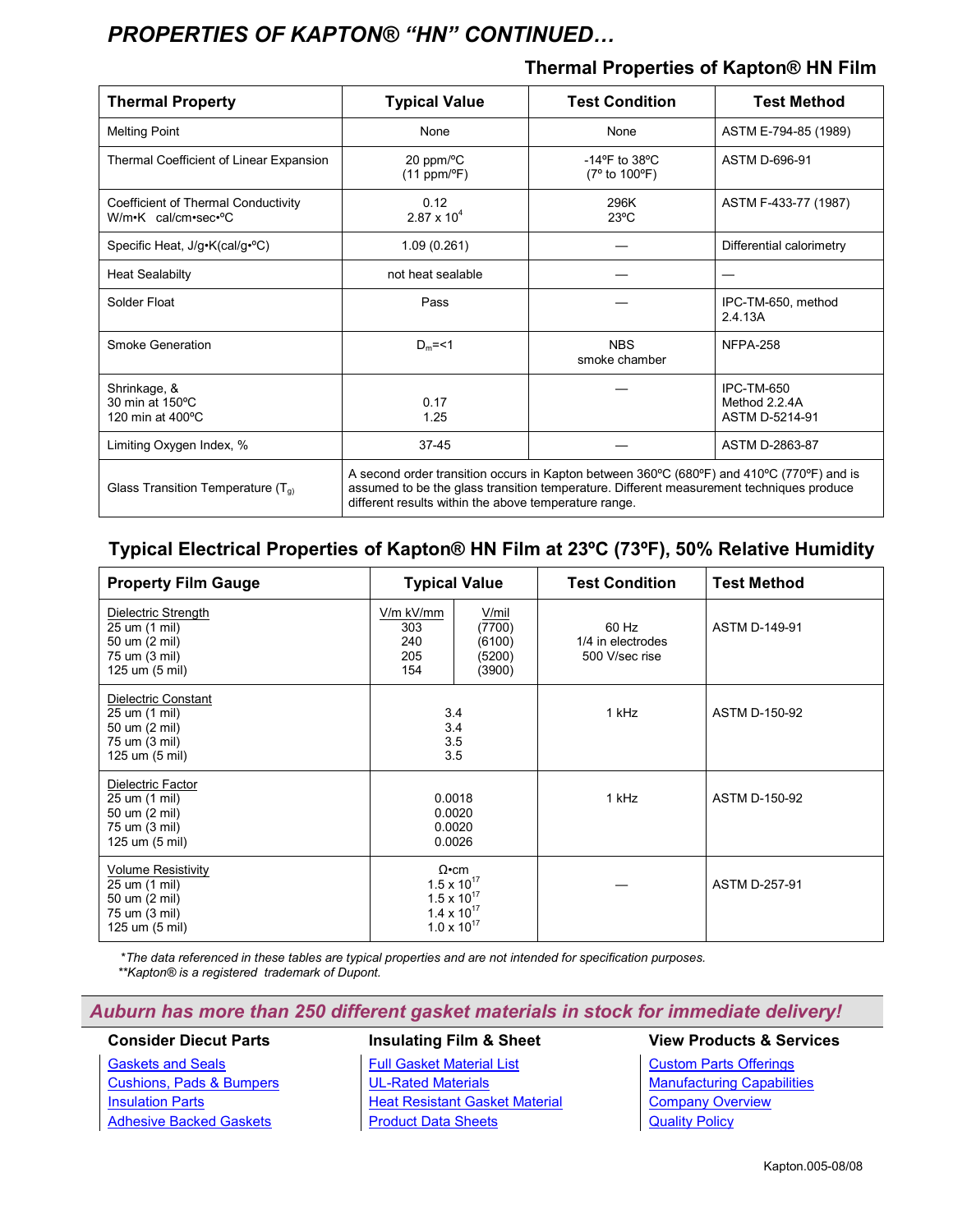# PROPERTIES OF KAPTON® "HN" CONTINUED…

## Thermal Properties of Kapton® HN Film

| Thermal Property | Typical Value | Test Condition | Test Method |
|---|---|---|---|
| Melting Point | None | None | ASTM E-794-85 (1989) |
| Thermal Coefficient of Linear Expansion | 20 ppm/ºC<br>(11 ppm/ºF) | -14ºF to 38ºC<br>(7º to 100ºF) | ASTM D-696-91 |
| Coefficient of Thermal Conductivity<br>W/m•K cal/cm•sec•ºC | 0.12<br>$2.87 \times 10^{4}$ | 296K<br>23ºC | ASTM F-433-77 (1987) |
| Specific Heat, J/g•K(cal/g•ºC) | 1.09 (0.261) | — | Differential calorimetry |
| Heat Sealabilty | not heat sealable | — | — |
| Solder Float | Pass | — | IPC-TM-650, method 2.4.13A |
| Smoke Generation | $D_m$=<1 | NBS smoke chamber | NFPA-258 |
| Shrinkage, &<br>30 min at 150ºC<br>120 min at 400ºC | <br>0.17<br>1.25 | — | IPC-TM-650<br>Method 2.2.4A<br>ASTM D-5214-91 |
| Limiting Oxygen Index, % | 37-45 | — | ASTM D-2863-87 |
| Glass Transition Temperature ($T_g$) | A second order transition occurs in Kapton between 360ºC (680ºF) and 410ºC (770ºF) and is assumed to be the glass transition temperature. Different measurement techniques produce different results within the above temperature range. | | |

## Typical Electrical Properties of Kapton® HN Film at 23ºC (73ºF), 50% Relative Humidity

| Property Film Gauge | Typical Value | | Test Condition | Test Method |
|---|---|---|---|---|
| Dielectric Strength<br>25 um (1 mil)<br>50 um (2 mil)<br>75 um (3 mil)<br>125 um (5 mil) | V/m kV/mm<br>303<br>240<br>205<br>154 | V/mil<br>(7700)<br>(6100)<br>(5200)<br>(3900) | 60 Hz<br>1/4 in electrodes<br>500 V/sec rise | ASTM D-149-91 |
| Dielectric Constant<br>25 um (1 mil)<br>50 um (2 mil)<br>75 um (3 mil)<br>125 um (5 mil) | <br>3.4<br>3.4<br>3.5<br>3.5 | | 1 kHz | ASTM D-150-92 |
| Dielectric Factor<br>25 um (1 mil)<br>50 um (2 mil)<br>75 um (3 mil)<br>125 um (5 mil) | <br>0.0018<br>0.0020<br>0.0020<br>0.0026 | | 1 kHz | ASTM D-150-92 |
| Volume Resistivity<br>25 um (1 mil)<br>50 um (2 mil)<br>75 um (3 mil)<br>125 um (5 mil) | Ω•cm<br>$1.5 \times 10^{17}$<br>$1.5 \times 10^{17}$<br>$1.4 \times 10^{17}$<br>$1.0 \times 10^{17}$ | | — | ASTM D-257-91 |

*\*The data referenced in these tables are typical properties and are not intended for specification purposes.*
*\*\*Kapton® is a registered trademark of Dupont.*

**Auburn has more than 250 different gasket materials in stock for immediate delivery!**

**Consider Diecut Parts**
- Gaskets and Seals
- Cushions, Pads & Bumpers
- Insulation Parts
- Adhesive Backed Gaskets

**Insulating Film & Sheet**
- Full Gasket Material List
- UL-Rated Materials
- Heat Resistant Gasket Material
- Product Data Sheets

**View Products & Services**
- Custom Parts Offerings
- Manufacturing Capabilities
- Company Overview
- Quality Policy

Kapton.005-08/08